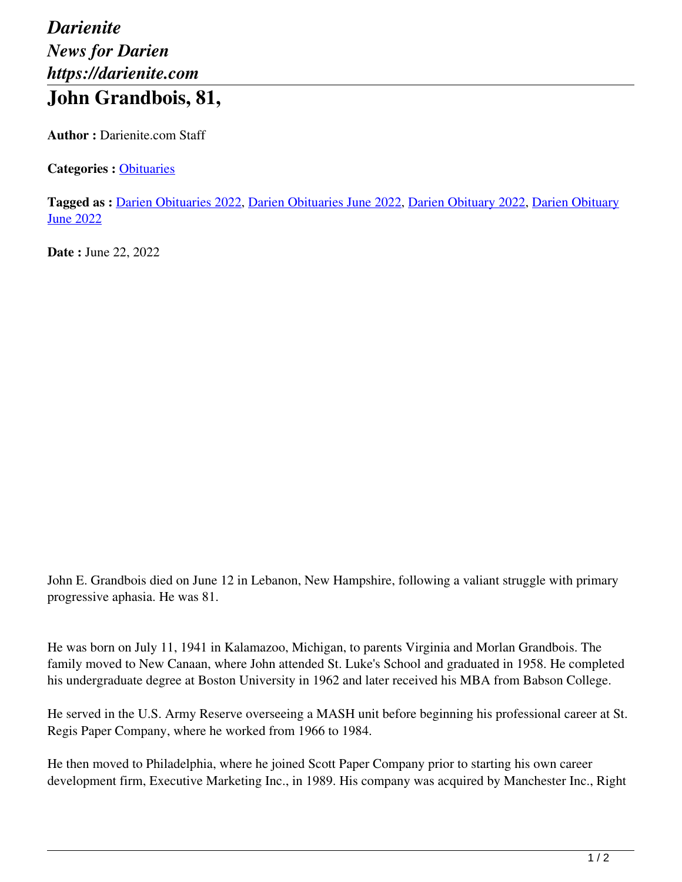*Darienite*
*News for Darien*
*https://darienite.com*

# John Grandbois, 81,

**Author :** Darienite.com Staff

**Categories :** Obituaries

**Tagged as :** Darien Obituaries 2022, Darien Obituaries June 2022, Darien Obituary 2022, Darien Obituary June 2022

**Date :** June 22, 2022

John E. Grandbois died on June 12 in Lebanon, New Hampshire, following a valiant struggle with primary progressive aphasia. He was 81.

He was born on July 11, 1941 in Kalamazoo, Michigan, to parents Virginia and Morlan Grandbois. The family moved to New Canaan, where John attended St. Luke's School and graduated in 1958. He completed his undergraduate degree at Boston University in 1962 and later received his MBA from Babson College.

He served in the U.S. Army Reserve overseeing a MASH unit before beginning his professional career at St. Regis Paper Company, where he worked from 1966 to 1984.

He then moved to Philadelphia, where he joined Scott Paper Company prior to starting his own career development firm, Executive Marketing Inc., in 1989. His company was acquired by Manchester Inc., Right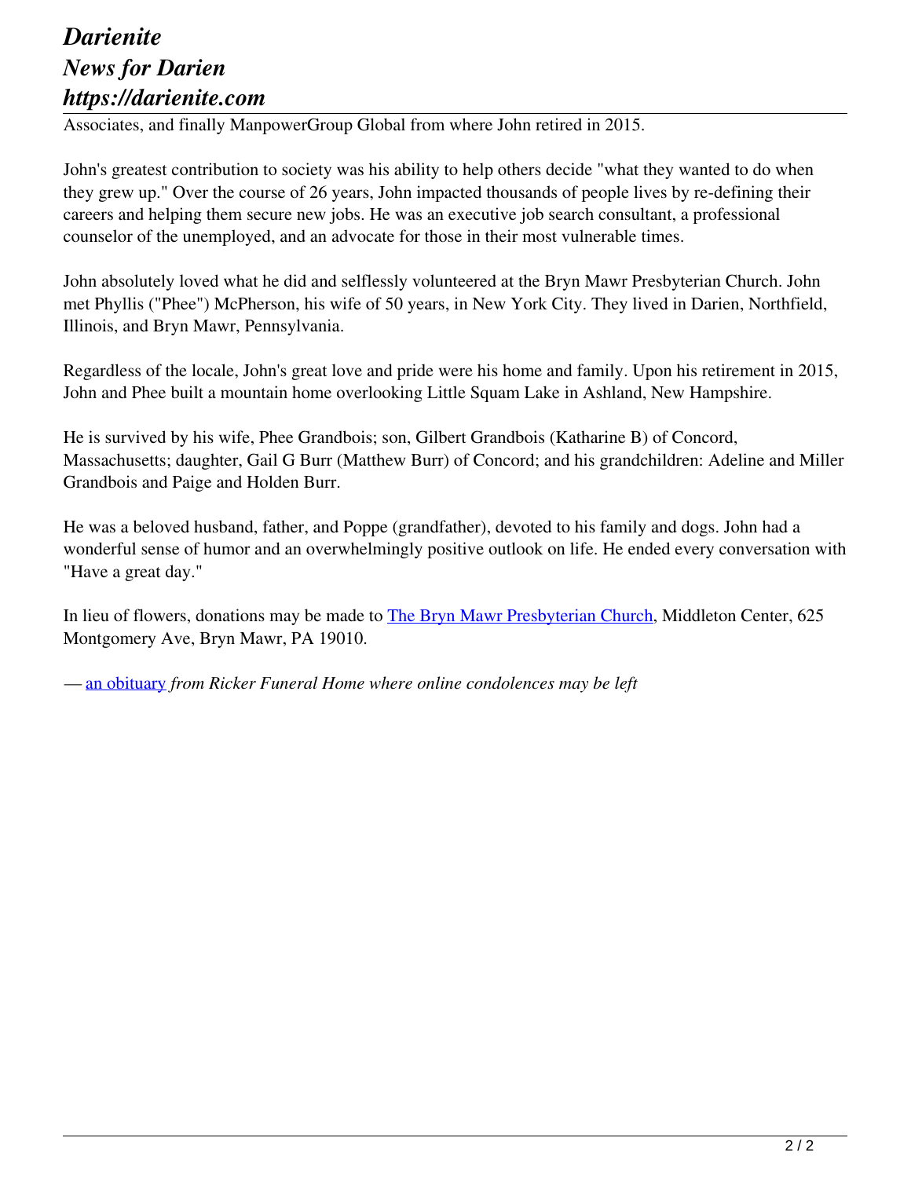Associates, and finally ManpowerGroup Global from where John retired in 2015.

John's greatest contribution to society was his ability to help others decide "what they wanted to do when they grew up." Over the course of 26 years, John impacted thousands of people lives by re-defining their careers and helping them secure new jobs. He was an executive job search consultant, a professional counselor of the unemployed, and an advocate for those in their most vulnerable times.

John absolutely loved what he did and selflessly volunteered at the Bryn Mawr Presbyterian Church. John met Phyllis ("Phee") McPherson, his wife of 50 years, in New York City. They lived in Darien, Northfield, Illinois, and Bryn Mawr, Pennsylvania.

Regardless of the locale, John's great love and pride were his home and family. Upon his retirement in 2015, John and Phee built a mountain home overlooking Little Squam Lake in Ashland, New Hampshire.

He is survived by his wife, Phee Grandbois; son, Gilbert Grandbois (Katharine B) of Concord, Massachusetts; daughter, Gail G Burr (Matthew Burr) of Concord; and his grandchildren: Adeline and Miller Grandbois and Paige and Holden Burr.

He was a beloved husband, father, and Poppe (grandfather), devoted to his family and dogs. John had a wonderful sense of humor and an overwhelmingly positive outlook on life. He ended every conversation with "Have a great day."

In lieu of flowers, donations may be made to The Bryn Mawr Presbyterian Church, Middleton Center, 625 Montgomery Ave, Bryn Mawr, PA 19010.

— an obituary *from Ricker Funeral Home where online condolences may be left*